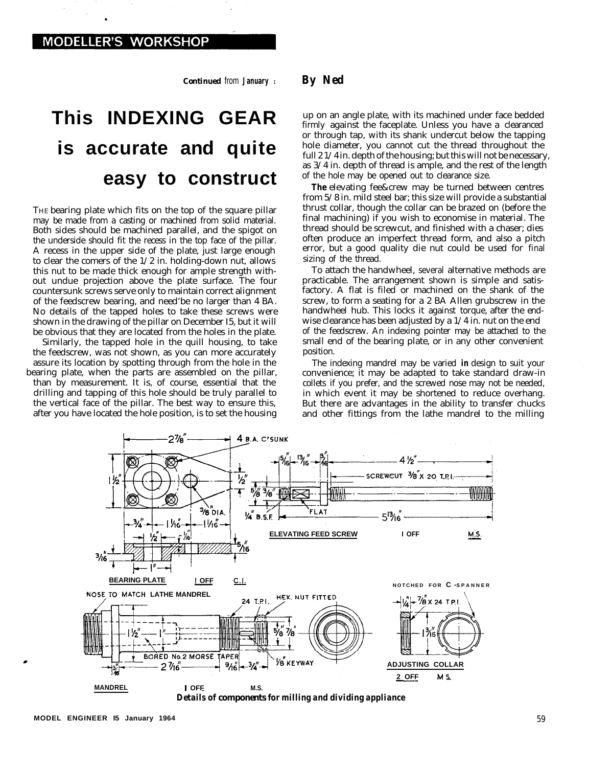MODELLER'S WORKSHOP

**Continued** from **January** I

**By Ned**

# This INDEXING GEAR is accurate and quite easy to construct

THE bearing plate which fits on the top of the square pillar may be made from a casting or machined from solid material. Both sides should be machined parallel, and the spigot on the underside should fit the recess in the top face of the pillar. A recess in the upper side of the plate, just large enough to clear the comers of the 1/2 in. holding-down nut, allows this nut to be made thick enough for ample strength without undue projection above the plate surface. The four countersunk screws serve only to maintain correct alignment of the feedscrew bearing, and need'be no larger than 4 BA. No details of the tapped holes to take these screws were shown in the drawing of the pillar on December I5, but it will be obvious that they are located from the holes in the plate.

Similarly, the tapped hole in the quill housing, to take the feedscrew, was not shown, as you can more accurately assure its location by spotting through from the hole in the bearing plate, when the parts are assembled on the pillar, than by measurement. It is, of course, essential that the drilling and tapping of this hole should be truly parallel to the vertical face of the pillar. The best way to ensure this, after you have located the hole position, is to set the housing up on an angle plate, with its machined under face bedded firmly against the faceplate. Unless you have a clearanced or through tap, with its shank undercut below the tapping hole diameter, you cannot cut the thread throughout the full 2 1/4 in. depth of the housing; but this will not be necessary, as 3/4 in. depth of thread is ample, and the rest of the length of the hole may be opened out to clearance size.

**The** elevating fee&crew may be turned between centres from 5/8 in. mild steel bar; this size will provide a substantial thrust collar, though the collar can be brazed on (before the final machining) if you wish to economise in material. The thread should be screwcut, and finished with a chaser; dies often produce an imperfect thread form, and also a pitch error, but a good quality die nut could be used for final sizing of the thread.

To attach the handwheel, several alternative methods are practicable. The arrangement shown is simple and satisfactory. A flat is filed or machined on the shank of the screw, to form a seating for a 2 BA Allen grubscrew in the handwheel hub. This locks it against torque, after the endwise clearance has been adjusted by a 1/4 in. nut on the end of the feedscrew. An indexing pointer may be attached to the small end of the bearing plate, or in any other convenient position.

The indexing mandrel may be varied **in** design to suit your convenience; it may be adapted to take standard draw-in collets if you prefer, and the screwed nose may not be needed, in which event it may be shortened to reduce overhang. But there are advantages in the ability to transfer chucks and other fittings from the lathe mandrel to the milling

*Details of components for milling and dividing appliance*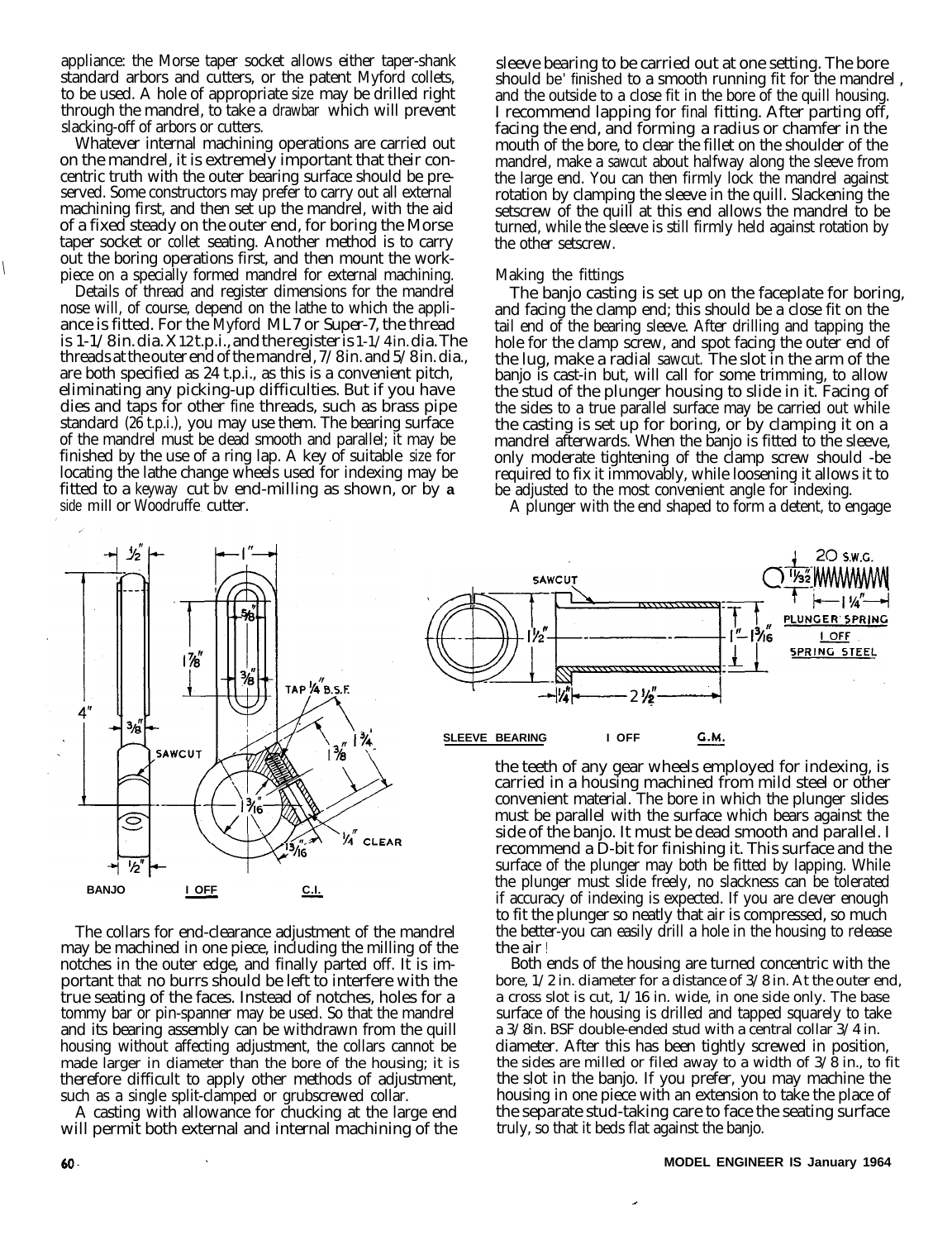appliance: the Morse taper socket allows either taper-shank standard arbors and cutters, or the patent Myford collets, to be used. A hole of appropriate size may be drilled right through the mandrel, to take a drawbar which will prevent slacking-off of arbors or cutters.

Whatever internal machining operations are carried out on the mandrel, it is extremely important that their concentric truth with the outer bearing surface should be preserved. Some constructors may prefer to carry out all external machining first, and then set up the mandrel, with the aid of a fixed steady on the outer end, for boring the Morse taper socket or collet seating. Another method is to carry out the boring operations first, and then mount the workpiece on a specially formed mandrel for external machining.

Details of thread and register dimensions for the mandrel nose will, of course, depend on the lathe to which the appliance is fitted. For the Myford ML7 or Super-7, the thread is 1-1/8in. dia. X 12 t.p.i., and the register is 1-1/4 in. dia. The threads at the outer end of the mandrel, 7/8 in. and 5/8 in. dia., are both specified as 24 t.p.i., as this is a convenient pitch, eliminating any picking-up difficulties. But if you have dies and taps for other fine threads, such as brass pipe standard (26 t.p.i.), you may use them. The bearing surface of the mandrel must be dead smooth and parallel; it may be finished by the use of a ring lap. A key of suitable size for locating the lathe change wheels used for indexing may be fitted to a keyway cut by end-milling as shown, or by a side mill or Woodruffe cutter.

BANJO 1 OFF C.I.

SLEEVE BEARING 1 OFF G.M.

PLUNGER SPRING 1 OFF SPRING STEEL

The collars for end-clearance adjustment of the mandrel may be machined in one piece, including the milling of the notches in the outer edge, and finally parted off. It is important that no burrs should be left to interfere with the true seating of the faces. Instead of notches, holes for a tommy bar or pin-spanner may be used. So that the mandrel and its bearing assembly can be withdrawn from the quill housing without affecting adjustment, the collars cannot be made larger in diameter than the bore of the housing; it is therefore difficult to apply other methods of adjustment, such as a single split-clamped or grubscrewed collar.

A casting with allowance for chucking at the large end will permit both external and internal machining of the sleeve bearing to be carried out at one setting. The bore should be finished to a smooth running fit for the mandrel, and the outside to a close fit in the bore of the quill housing. I recommend lapping for final fitting. After parting off, facing the end, and forming a radius or chamfer in the mouth of the bore, to clear the fillet on the shoulder of the mandrel, make a sawcut about halfway along the sleeve from the large end. You can then firmly lock the mandrel against rotation by clamping the sleeve in the quill. Slackening the setscrew of the quill at this end allows the mandrel to be turned, while the sleeve is still firmly held against rotation by the other setscrew.

## Making the fittings

The banjo casting is set up on the faceplate for boring, and facing the clamp end; this should be a close fit on the tail end of the bearing sleeve. After drilling and tapping the hole for the clamp screw, and spot facing the outer end of the lug, make a radial sawcut. The slot in the arm of the banjo is cast-in but, will call for some trimming, to allow the stud of the plunger housing to slide in it. Facing of the sides to a true parallel surface may be carried out while the casting is set up for boring, or by clamping it on a mandrel afterwards. When the banjo is fitted to the sleeve, only moderate tightening of the clamp screw should be required to fix it immovably, while loosening it allows it to be adjusted to the most convenient angle for indexing.

A plunger with the end shaped to form a detent, to engage the teeth of any gear wheels employed for indexing, is carried in a housing machined from mild steel or other convenient material. The bore in which the plunger slides must be parallel with the surface which bears against the side of the banjo. It must be dead smooth and parallel. I recommend a D-bit for finishing it. This surface and the surface of the plunger may both be fitted by lapping. While the plunger must slide freely, no slackness can be tolerated if accuracy of indexing is expected. If you are clever enough to fit the plunger so neatly that air is compressed, so much the better-you can easily drill a hole in the housing to release the air!

Both ends of the housing are turned concentric with the bore, 1/2 in. diameter for a distance of 3/8 in. At the outer end, a cross slot is cut, 1/16 in. wide, in one side only. The base surface of the housing is drilled and tapped squarely to take a 3/8in. BSF double-ended stud with a central collar 3/4 in. diameter. After this has been tightly screwed in position, the sides are milled or filed away to a width of 3/8 in., to fit the slot in the banjo. If you prefer, you may machine the housing in one piece with an extension to take the place of the separate stud-taking care to face the seating surface truly, so that it beds flat against the banjo.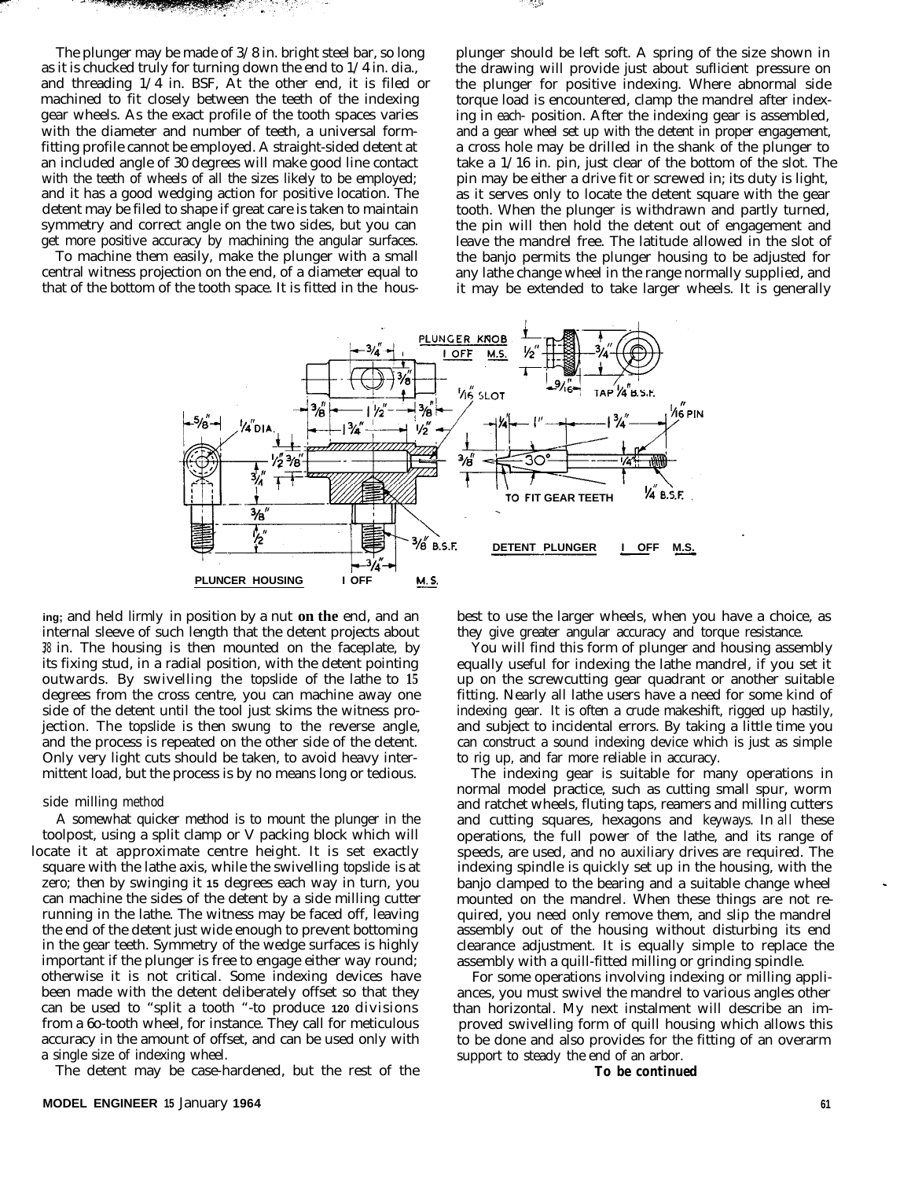The plunger may be made of 3/8 in. bright steel bar, so long as it is chucked truly for turning down the end to 1/4 in. dia., and threading 1/4 in. BSF, At the other end, it is filed or machined to fit closely between the teeth of the indexing gear wheels. As the exact profile of the tooth spaces varies with the diameter and number of teeth, a universal form-fitting profile cannot be employed. A straight-sided detent at an included angle of 30 degrees will make good line contact with the teeth of wheels of all the sizes likely to be employed; and it has a good wedging action for positive location. The detent may be filed to shape if great care is taken to maintain symmetry and correct angle on the two sides, but you can get more positive accuracy by machining the angular surfaces.

To machine them easily, make the plunger with a small central witness projection on the end, of a diameter equal to that of the bottom of the tooth space. It is fitted in the housing; and held lirmly in position by a nut **on the** end, and an internal sleeve of such length that the detent projects about 38 in. The housing is then mounted on the faceplate, by its fixing stud, in a radial position, with the detent pointing outwards. By swivelling the topslide of the lathe to 15 degrees from the cross centre, you can machine away one side of the detent until the tool just skims the witness projection. The topslide is then swung to the reverse angle, and the process is repeated on the other side of the detent. Only very light cuts should be taken, to avoid heavy intermittent load, but the process is by no means long or tedious.

### side milling method

A somewhat quicker method is to mount the plunger in the toolpost, using a split clamp or V packing block which will locate it at approximate centre height. It is set exactly square with the lathe axis, while the swivelling topslide is at zero; then by swinging it 15 degrees each way in turn, you can machine the sides of the detent by a side milling cutter running in the lathe. The witness may be faced off, leaving the end of the detent just wide enough to prevent bottoming in the gear teeth. Symmetry of the wedge surfaces is highly important if the plunger is free to engage either way round; otherwise it is not critical. Some indexing devices have been made with the detent deliberately offset so that they can be used to "split a tooth "-to produce 120 divisions from a 6o-tooth wheel, for instance. They call for meticulous accuracy in the amount of offset, and can be used only with a single size of indexing wheel.

The detent may be case-hardened, but the rest of the plunger should be left soft. A spring of the size shown in the drawing will provide just about suflicient pressure on the plunger for positive indexing. Where abnormal side torque load is encountered, clamp the mandrel after indexing in each- position. After the indexing gear is assembled, and a gear wheel set up with the detent in proper engagement, a cross hole may be drilled in the shank of the plunger to take a 1/16 in. pin, just clear of the bottom of the slot. The pin may be either a drive fit or screwed in; its duty is light, as it serves only to locate the detent square with the gear tooth. When the plunger is withdrawn and partly turned, the pin will then hold the detent out of engagement and leave the mandrel free. The latitude allowed in the slot of the banjo permits the plunger housing to be adjusted for any lathe change wheel in the range normally supplied, and it may be extended to take larger wheels. It is generally best to use the larger wheels, when you have a choice, as they give greater angular accuracy and torque resistance.

PLUNGER KNOB 1 OFF M.S.

3/4" 3/8" 1/16 SLOT 1/2" 9/16" 3/4" TAP 1/4" B.S.F.

5/8" 1/4" DIA. 3/8" 1 1/2" 3/8" 1 3/4" 1/2" 1/2" 3/8" 3/4" 3/8" 1/2" 3/4" 3/8" B.S.F.

PLUNCER HOUSING 1 OFF M.S.

1/4" 1" 1 3/4" 1/16 PIN 3/8" 30° 1/4" 1/4" B.S.F. TO FIT GEAR TEETH

DETENT PLUNGER 1 OFF M.S.

You will find this form of plunger and housing assembly equally useful for indexing the lathe mandrel, if you set it up on the screwcutting gear quadrant or another suitable fitting. Nearly all lathe users have a need for some kind of indexing gear. It is often a crude makeshift, rigged up hastily, and subject to incidental errors. By taking a little time you can construct a sound indexing device which is just as simple to rig up, and far more reliable in accuracy.

The indexing gear is suitable for many operations in normal model practice, such as cutting small spur, worm and ratchet wheels, fluting taps, reamers and milling cutters and cutting squares, hexagons and keyways. In all these operations, the full power of the lathe, and its range of speeds, are used, and no auxiliary drives are required. The indexing spindle is quickly set up in the housing, with the banjo clamped to the bearing and a suitable change wheel mounted on the mandrel. When these things are not required, you need only remove them, and slip the mandrel assembly out of the housing without disturbing its end clearance adjustment. It is equally simple to replace the assembly with a quill-fitted milling or grinding spindle.

For some operations involving indexing or milling appliances, you must swivel the mandrel to various angles other than horizontal. My next instalment will describe an improved swivelling form of quill housing which allows this to be done and also provides for the fitting of an overarm support to steady the end of an arbor.

***To be continued***